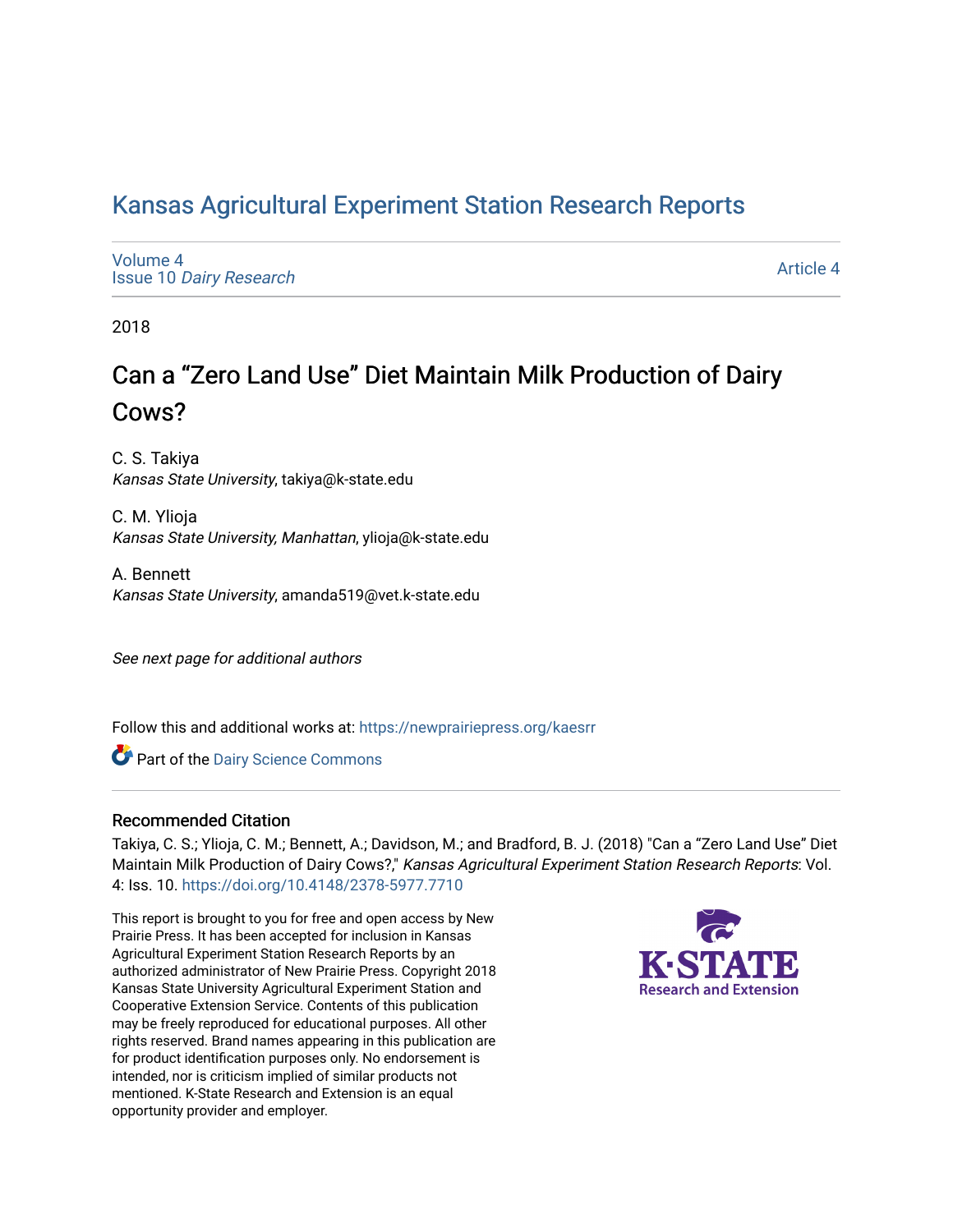# Kansas Agricultural Experiment Station Research Reports

Volume 4
Issue 10 *Dairy Research*

Article 4

2018

## Can a "Zero Land Use" Diet Maintain Milk Production of Dairy Cows?

C. S. Takiya
*Kansas State University*, takiya@k-state.edu

C. M. Ylioja
*Kansas State University, Manhattan*, ylioja@k-state.edu

A. Bennett
*Kansas State University*, amanda519@vet.k-state.edu

*See next page for additional authors*

Follow this and additional works at: https://newprairiepress.org/kaesrr

Part of the Dairy Science Commons

### Recommended Citation

Takiya, C. S.; Ylioja, C. M.; Bennett, A.; Davidson, M.; and Bradford, B. J. (2018) "Can a "Zero Land Use" Diet Maintain Milk Production of Dairy Cows?," *Kansas Agricultural Experiment Station Research Reports*: Vol. 4: Iss. 10. https://doi.org/10.4148/2378-5977.7710

This report is brought to you for free and open access by New Prairie Press. It has been accepted for inclusion in Kansas Agricultural Experiment Station Research Reports by an authorized administrator of New Prairie Press. Copyright 2018 Kansas State University Agricultural Experiment Station and Cooperative Extension Service. Contents of this publication may be freely reproduced for educational purposes. All other rights reserved. Brand names appearing in this publication are for product identification purposes only. No endorsement is intended, nor is criticism implied of similar products not mentioned. K-State Research and Extension is an equal opportunity provider and employer.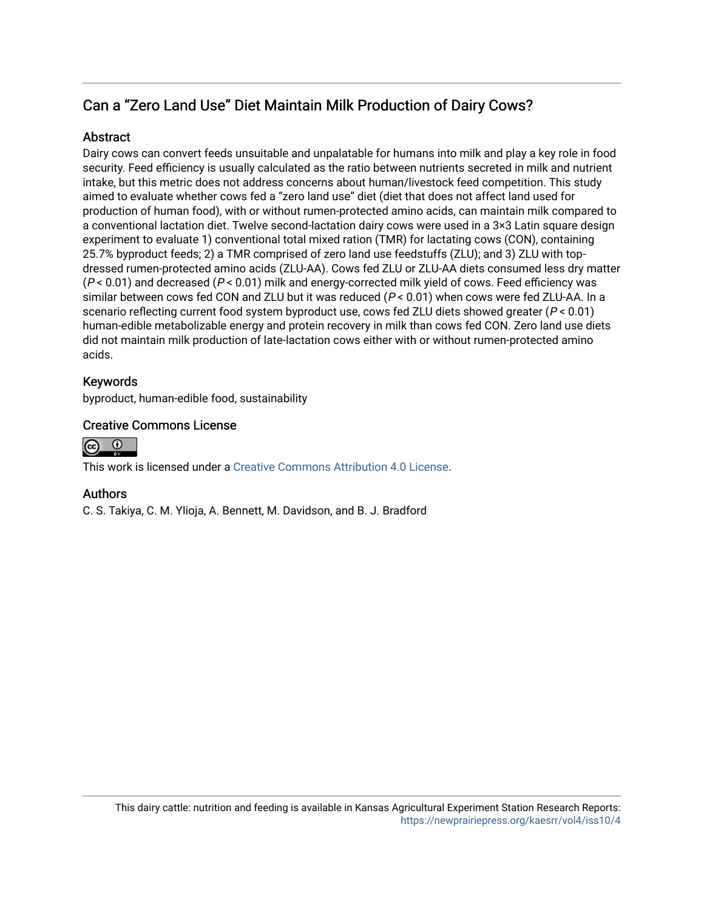## Can a "Zero Land Use" Diet Maintain Milk Production of Dairy Cows?

### Abstract

Dairy cows can convert feeds unsuitable and unpalatable for humans into milk and play a key role in food security. Feed efficiency is usually calculated as the ratio between nutrients secreted in milk and nutrient intake, but this metric does not address concerns about human/livestock feed competition. This study aimed to evaluate whether cows fed a "zero land use" diet (diet that does not affect land used for production of human food), with or without rumen-protected amino acids, can maintain milk compared to a conventional lactation diet. Twelve second-lactation dairy cows were used in a 3×3 Latin square design experiment to evaluate 1) conventional total mixed ration (TMR) for lactating cows (CON), containing 25.7% byproduct feeds; 2) a TMR comprised of zero land use feedstuffs (ZLU); and 3) ZLU with top-dressed rumen-protected amino acids (ZLU-AA). Cows fed ZLU or ZLU-AA diets consumed less dry matter ($P < 0.01$) and decreased ($P < 0.01$) milk and energy-corrected milk yield of cows. Feed efficiency was similar between cows fed CON and ZLU but it was reduced ($P < 0.01$) when cows were fed ZLU-AA. In a scenario reflecting current food system byproduct use, cows fed ZLU diets showed greater ($P < 0.01$) human-edible metabolizable energy and protein recovery in milk than cows fed CON. Zero land use diets did not maintain milk production of late-lactation cows either with or without rumen-protected amino acids.

### Keywords

byproduct, human-edible food, sustainability

### Creative Commons License

This work is licensed under a Creative Commons Attribution 4.0 License.

### Authors

C. S. Takiya, C. M. Ylioja, A. Bennett, M. Davidson, and B. J. Bradford

This dairy cattle: nutrition and feeding is available in Kansas Agricultural Experiment Station Research Reports: https://newprairiepress.org/kaesrr/vol4/iss10/4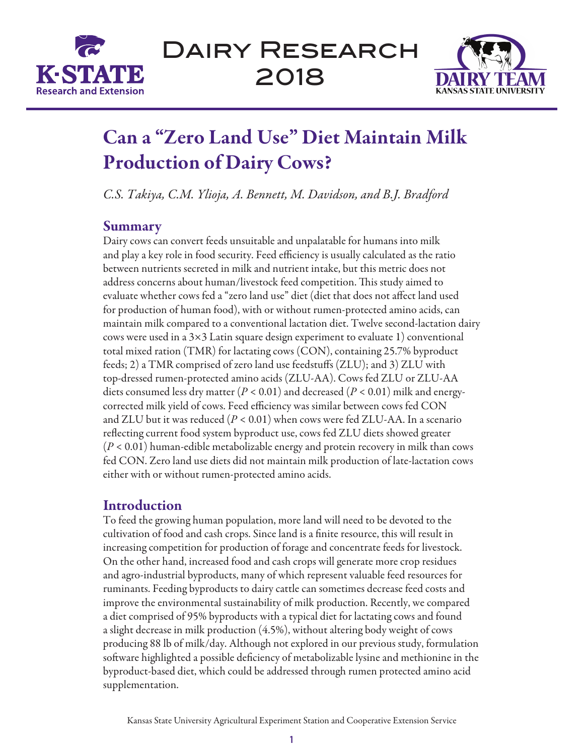# Can a "Zero Land Use" Diet Maintain Milk Production of Dairy Cows?

*C.S. Takiya, C.M. Ylioja, A. Bennett, M. Davidson, and B.J. Bradford*

## Summary

Dairy cows can convert feeds unsuitable and unpalatable for humans into milk and play a key role in food security. Feed efficiency is usually calculated as the ratio between nutrients secreted in milk and nutrient intake, but this metric does not address concerns about human/livestock feed competition. This study aimed to evaluate whether cows fed a "zero land use" diet (diet that does not affect land used for production of human food), with or without rumen-protected amino acids, can maintain milk compared to a conventional lactation diet. Twelve second-lactation dairy cows were used in a 3×3 Latin square design experiment to evaluate 1) conventional total mixed ration (TMR) for lactating cows (CON), containing 25.7% byproduct feeds; 2) a TMR comprised of zero land use feedstuffs (ZLU); and 3) ZLU with top-dressed rumen-protected amino acids (ZLU-AA). Cows fed ZLU or ZLU-AA diets consumed less dry matter ($P < 0.01$) and decreased ($P < 0.01$) milk and energy-corrected milk yield of cows. Feed efficiency was similar between cows fed CON and ZLU but it was reduced ($P < 0.01$) when cows were fed ZLU-AA. In a scenario reflecting current food system byproduct use, cows fed ZLU diets showed greater ($P < 0.01$) human-edible metabolizable energy and protein recovery in milk than cows fed CON. Zero land use diets did not maintain milk production of late-lactation cows either with or without rumen-protected amino acids.

## Introduction

To feed the growing human population, more land will need to be devoted to the cultivation of food and cash crops. Since land is a finite resource, this will result in increasing competition for production of forage and concentrate feeds for livestock. On the other hand, increased food and cash crops will generate more crop residues and agro-industrial byproducts, many of which represent valuable feed resources for ruminants. Feeding byproducts to dairy cattle can sometimes decrease feed costs and improve the environmental sustainability of milk production. Recently, we compared a diet comprised of 95% byproducts with a typical diet for lactating cows and found a slight decrease in milk production (4.5%), without altering body weight of cows producing 88 lb of milk/day. Although not explored in our previous study, formulation software highlighted a possible deficiency of metabolizable lysine and methionine in the byproduct-based diet, which could be addressed through rumen protected amino acid supplementation.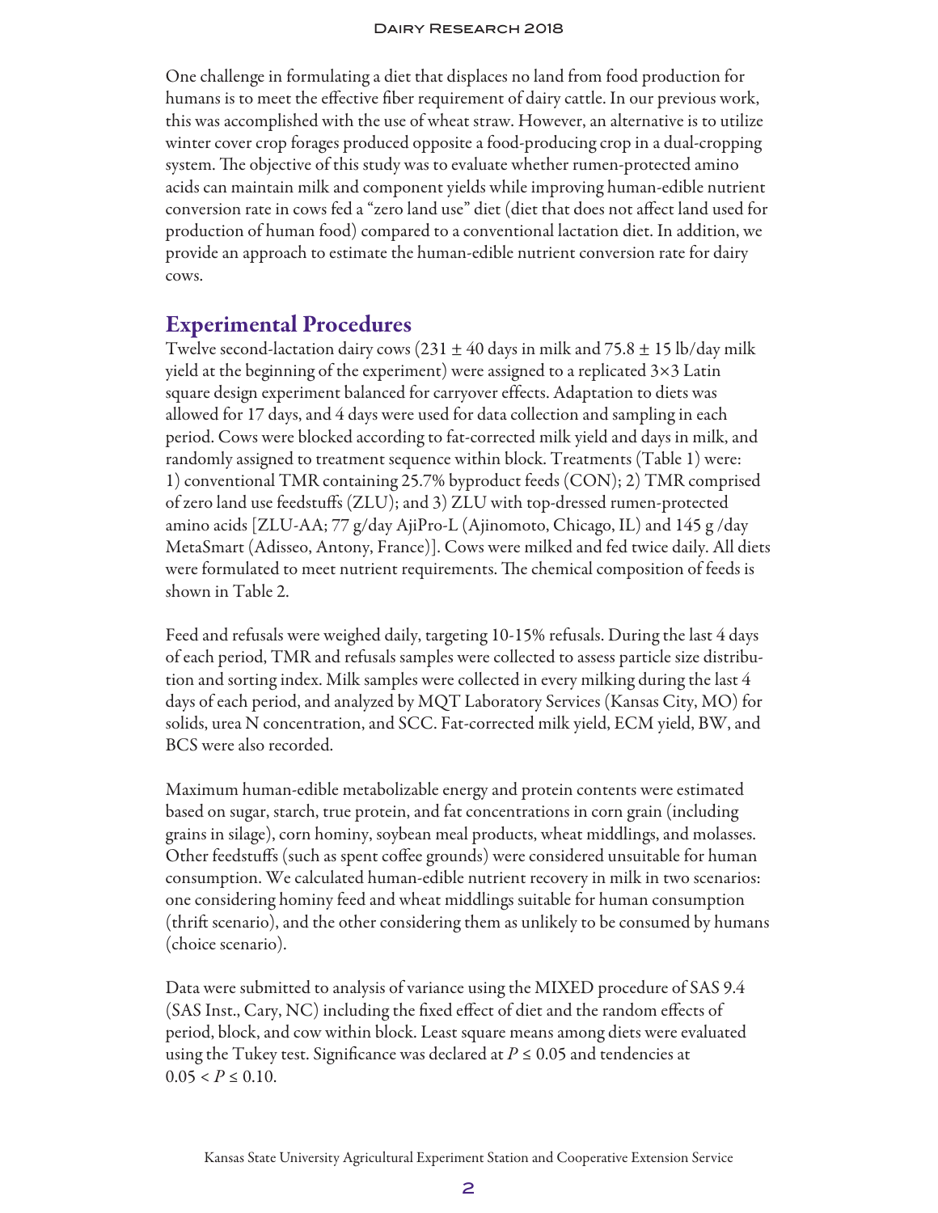One challenge in formulating a diet that displaces no land from food production for humans is to meet the effective fiber requirement of dairy cattle. In our previous work, this was accomplished with the use of wheat straw. However, an alternative is to utilize winter cover crop forages produced opposite a food-producing crop in a dual-cropping system. The objective of this study was to evaluate whether rumen-protected amino acids can maintain milk and component yields while improving human-edible nutrient conversion rate in cows fed a "zero land use" diet (diet that does not affect land used for production of human food) compared to a conventional lactation diet. In addition, we provide an approach to estimate the human-edible nutrient conversion rate for dairy cows.

## Experimental Procedures

Twelve second-lactation dairy cows (231 ± 40 days in milk and 75.8 ± 15 lb/day milk yield at the beginning of the experiment) were assigned to a replicated 3×3 Latin square design experiment balanced for carryover effects. Adaptation to diets was allowed for 17 days, and 4 days were used for data collection and sampling in each period. Cows were blocked according to fat-corrected milk yield and days in milk, and randomly assigned to treatment sequence within block. Treatments (Table 1) were: 1) conventional TMR containing 25.7% byproduct feeds (CON); 2) TMR comprised of zero land use feedstuffs (ZLU); and 3) ZLU with top-dressed rumen-protected amino acids [ZLU-AA; 77 g/day AjiPro-L (Ajinomoto, Chicago, IL) and 145 g /day MetaSmart (Adisseo, Antony, France)]. Cows were milked and fed twice daily. All diets were formulated to meet nutrient requirements. The chemical composition of feeds is shown in Table 2.

Feed and refusals were weighed daily, targeting 10-15% refusals. During the last 4 days of each period, TMR and refusals samples were collected to assess particle size distribution and sorting index. Milk samples were collected in every milking during the last 4 days of each period, and analyzed by MQT Laboratory Services (Kansas City, MO) for solids, urea N concentration, and SCC. Fat-corrected milk yield, ECM yield, BW, and BCS were also recorded.

Maximum human-edible metabolizable energy and protein contents were estimated based on sugar, starch, true protein, and fat concentrations in corn grain (including grains in silage), corn hominy, soybean meal products, wheat middlings, and molasses. Other feedstuffs (such as spent coffee grounds) were considered unsuitable for human consumption. We calculated human-edible nutrient recovery in milk in two scenarios: one considering hominy feed and wheat middlings suitable for human consumption (thrift scenario), and the other considering them as unlikely to be consumed by humans (choice scenario).

Data were submitted to analysis of variance using the MIXED procedure of SAS 9.4 (SAS Inst., Cary, NC) including the fixed effect of diet and the random effects of period, block, and cow within block. Least square means among diets were evaluated using the Tukey test. Significance was declared at $P \leq 0.05$ and tendencies at $0.05 < P \leq 0.10$.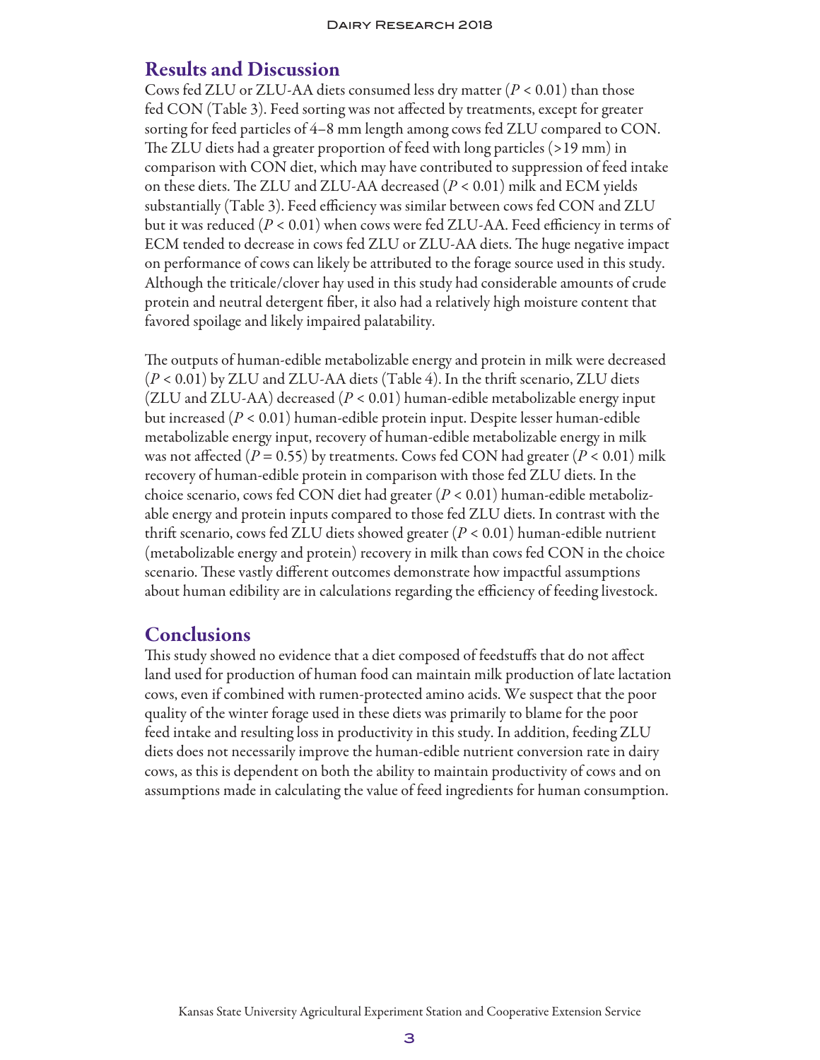## Results and Discussion

Cows fed ZLU or ZLU-AA diets consumed less dry matter ($P < 0.01$) than those fed CON (Table 3). Feed sorting was not affected by treatments, except for greater sorting for feed particles of 4–8 mm length among cows fed ZLU compared to CON. The ZLU diets had a greater proportion of feed with long particles (>19 mm) in comparison with CON diet, which may have contributed to suppression of feed intake on these diets. The ZLU and ZLU-AA decreased ($P < 0.01$) milk and ECM yields substantially (Table 3). Feed efficiency was similar between cows fed CON and ZLU but it was reduced ($P < 0.01$) when cows were fed ZLU-AA. Feed efficiency in terms of ECM tended to decrease in cows fed ZLU or ZLU-AA diets. The huge negative impact on performance of cows can likely be attributed to the forage source used in this study. Although the triticale/clover hay used in this study had considerable amounts of crude protein and neutral detergent fiber, it also had a relatively high moisture content that favored spoilage and likely impaired palatability.

The outputs of human-edible metabolizable energy and protein in milk were decreased ($P < 0.01$) by ZLU and ZLU-AA diets (Table 4). In the thrift scenario, ZLU diets (ZLU and ZLU-AA) decreased ($P < 0.01$) human-edible metabolizable energy input but increased ($P < 0.01$) human-edible protein input. Despite lesser human-edible metabolizable energy input, recovery of human-edible metabolizable energy in milk was not affected ($P = 0.55$) by treatments. Cows fed CON had greater ($P < 0.01$) milk recovery of human-edible protein in comparison with those fed ZLU diets. In the choice scenario, cows fed CON diet had greater ($P < 0.01$) human-edible metabolizable energy and protein inputs compared to those fed ZLU diets. In contrast with the thrift scenario, cows fed ZLU diets showed greater ($P < 0.01$) human-edible nutrient (metabolizable energy and protein) recovery in milk than cows fed CON in the choice scenario. These vastly different outcomes demonstrate how impactful assumptions about human edibility are in calculations regarding the efficiency of feeding livestock.

## Conclusions

This study showed no evidence that a diet composed of feedstuffs that do not affect land used for production of human food can maintain milk production of late lactation cows, even if combined with rumen-protected amino acids. We suspect that the poor quality of the winter forage used in these diets was primarily to blame for the poor feed intake and resulting loss in productivity in this study. In addition, feeding ZLU diets does not necessarily improve the human-edible nutrient conversion rate in dairy cows, as this is dependent on both the ability to maintain productivity of cows and on assumptions made in calculating the value of feed ingredients for human consumption.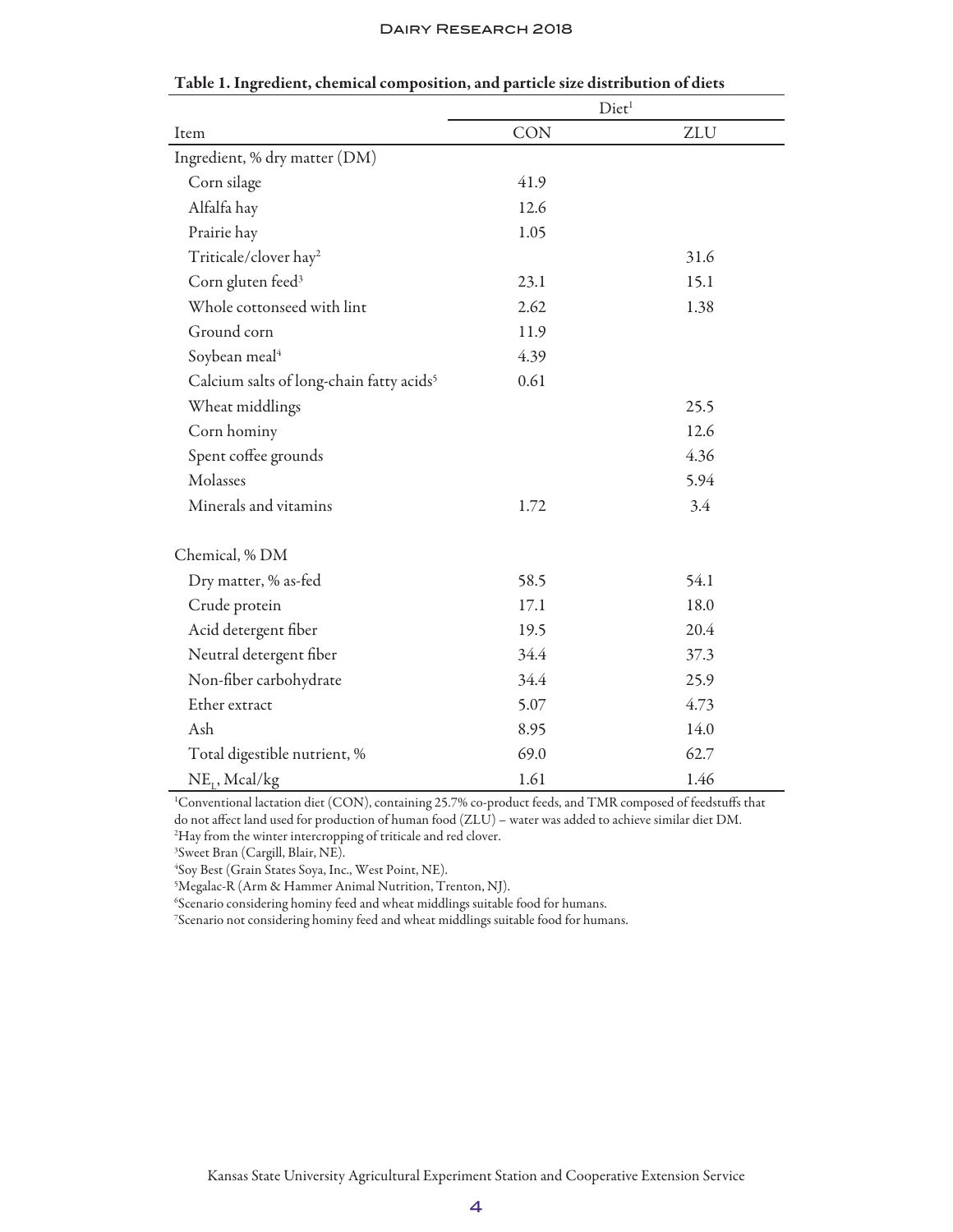**Table 1. Ingredient, chemical composition, and particle size distribution of diets**

| Item | Diet[1] | |
|---|---|---|
| | CON | ZLU |
| Ingredient, % dry matter (DM) | | |
| Corn silage | 41.9 | |
| Alfalfa hay | 12.6 | |
| Prairie hay | 1.05 | |
| Triticale/clover hay[2] | | 31.6 |
| Corn gluten feed[3] | 23.1 | 15.1 |
| Whole cottonseed with lint | 2.62 | 1.38 |
| Ground corn | 11.9 | |
| Soybean meal[4] | 4.39 | |
| Calcium salts of long-chain fatty acids[5] | 0.61 | |
| Wheat middlings | | 25.5 |
| Corn hominy | | 12.6 |
| Spent coffee grounds | | 4.36 |
| Molasses | | 5.94 |
| Minerals and vitamins | 1.72 | 3.4 |
| Chemical, % DM | | |
| Dry matter, % as-fed | 58.5 | 54.1 |
| Crude protein | 17.1 | 18.0 |
| Acid detergent fiber | 19.5 | 20.4 |
| Neutral detergent fiber | 34.4 | 37.3 |
| Non-fiber carbohydrate | 34.4 | 25.9 |
| Ether extract | 5.07 | 4.73 |
| Ash | 8.95 | 14.0 |
| Total digestible nutrient, % | 69.0 | 62.7 |
| $NE_L$, Mcal/kg | 1.61 | 1.46 |

[1]Conventional lactation diet (CON), containing 25.7% co-product feeds, and TMR composed of feedstuffs that do not affect land used for production of human food (ZLU) – water was added to achieve similar diet DM.
[2]Hay from the winter intercropping of triticale and red clover.
[3]Sweet Bran (Cargill, Blair, NE).
[4]Soy Best (Grain States Soya, Inc., West Point, NE).
[5]Megalac-R (Arm & Hammer Animal Nutrition, Trenton, NJ).
[6]Scenario considering hominy feed and wheat middlings suitable food for humans.
[7]Scenario not considering hominy feed and wheat middlings suitable food for humans.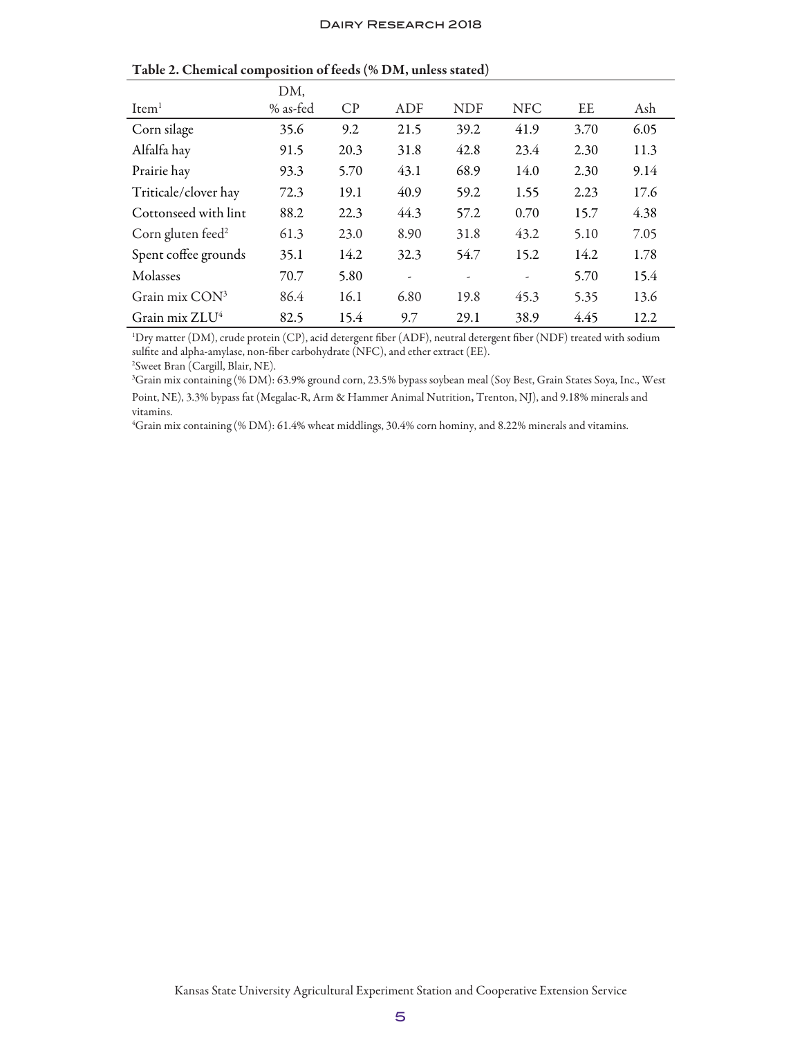**Table 2. Chemical composition of feeds (% DM, unless stated)**

| Item[1] | DM, % as-fed | CP | ADF | NDF | NFC | EE | Ash |
|---|---|---|---|---|---|---|---|
| Corn silage | 35.6 | 9.2 | 21.5 | 39.2 | 41.9 | 3.70 | 6.05 |
| Alfalfa hay | 91.5 | 20.3 | 31.8 | 42.8 | 23.4 | 2.30 | 11.3 |
| Prairie hay | 93.3 | 5.70 | 43.1 | 68.9 | 14.0 | 2.30 | 9.14 |
| Triticale/clover hay | 72.3 | 19.1 | 40.9 | 59.2 | 1.55 | 2.23 | 17.6 |
| Cottonseed with lint | 88.2 | 22.3 | 44.3 | 57.2 | 0.70 | 15.7 | 4.38 |
| Corn gluten feed[2] | 61.3 | 23.0 | 8.90 | 31.8 | 43.2 | 5.10 | 7.05 |
| Spent coffee grounds | 35.1 | 14.2 | 32.3 | 54.7 | 15.2 | 14.2 | 1.78 |
| Molasses | 70.7 | 5.80 | - | - | - | 5.70 | 15.4 |
| Grain mix CON[3] | 86.4 | 16.1 | 6.80 | 19.8 | 45.3 | 5.35 | 13.6 |
| Grain mix ZLU[4] | 82.5 | 15.4 | 9.7 | 29.1 | 38.9 | 4.45 | 12.2 |

[1]Dry matter (DM), crude protein (CP), acid detergent fiber (ADF), neutral detergent fiber (NDF) treated with sodium sulfite and alpha-amylase, non-fiber carbohydrate (NFC), and ether extract (EE).

[2]Sweet Bran (Cargill, Blair, NE).

[3]Grain mix containing (% DM): 63.9% ground corn, 23.5% bypass soybean meal (Soy Best, Grain States Soya, Inc., West Point, NE), 3.3% bypass fat (Megalac-R, Arm & Hammer Animal Nutrition, Trenton, NJ), and 9.18% minerals and vitamins.

[4]Grain mix containing (% DM): 61.4% wheat middlings, 30.4% corn hominy, and 8.22% minerals and vitamins.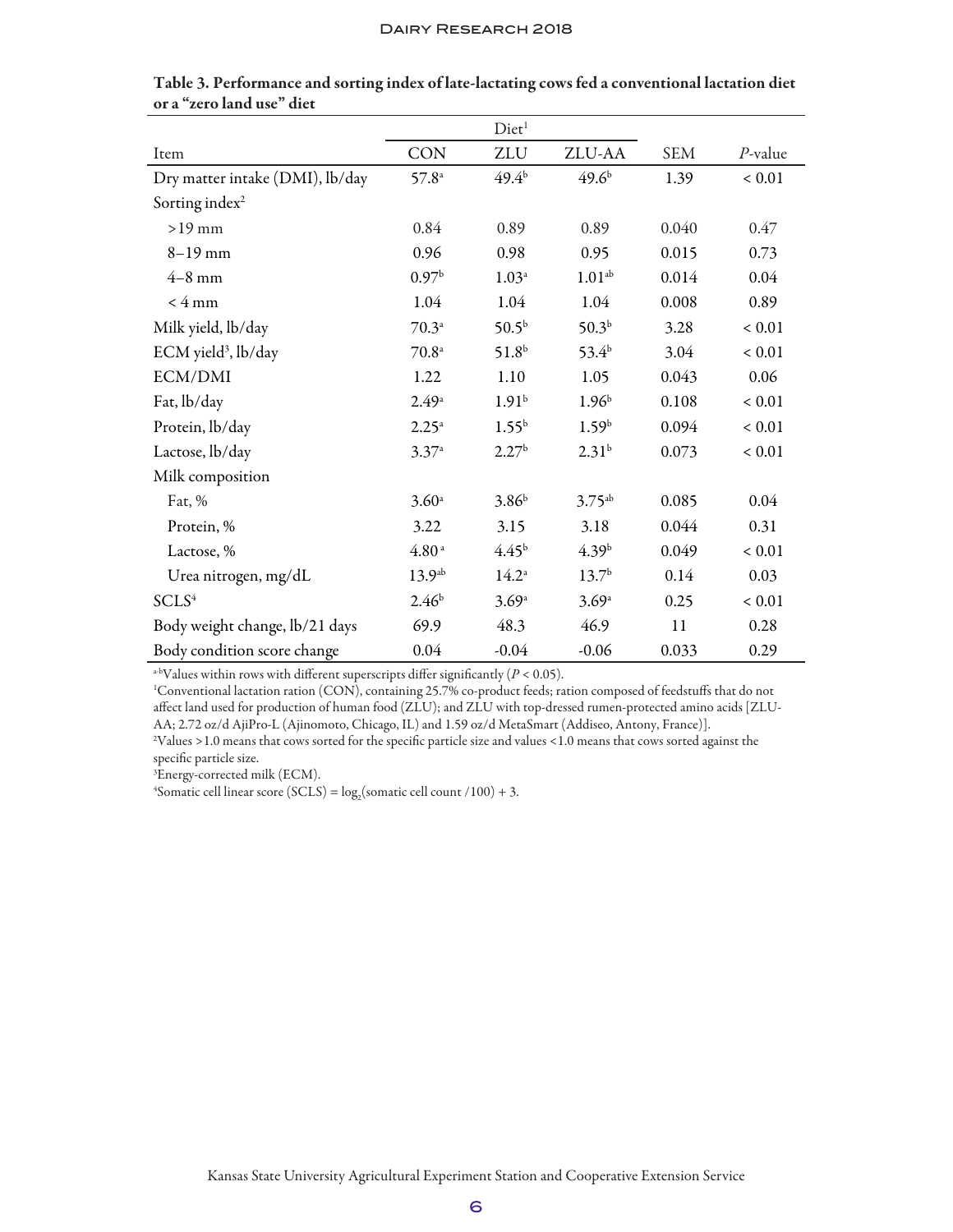**Table 3. Performance and sorting index of late-lactating cows fed a conventional lactation diet or a "zero land use" diet**

| | Diet[1] | | | | |
|---|---|---|---|---|---|
| Item | CON | ZLU | ZLU-AA | SEM | *P*-value |
| Dry matter intake (DMI), lb/day | 57.8[a] | 49.4[b] | 49.6[b] | 1.39 | < 0.01 |
| Sorting index[2] | | | | | |
| >19 mm | 0.84 | 0.89 | 0.89 | 0.040 | 0.47 |
| 8–19 mm | 0.96 | 0.98 | 0.95 | 0.015 | 0.73 |
| 4–8 mm | 0.97[b] | 1.03[a] | 1.01[ab] | 0.014 | 0.04 |
| < 4 mm | 1.04 | 1.04 | 1.04 | 0.008 | 0.89 |
| Milk yield, lb/day | 70.3[a] | 50.5[b] | 50.3[b] | 3.28 | < 0.01 |
| ECM yield[3], lb/day | 70.8[a] | 51.8[b] | 53.4[b] | 3.04 | < 0.01 |
| ECM/DMI | 1.22 | 1.10 | 1.05 | 0.043 | 0.06 |
| Fat, lb/day | 2.49[a] | 1.91[b] | 1.96[b] | 0.108 | < 0.01 |
| Protein, lb/day | 2.25[a] | 1.55[b] | 1.59[b] | 0.094 | < 0.01 |
| Lactose, lb/day | 3.37[a] | 2.27[b] | 2.31[b] | 0.073 | < 0.01 |
| Milk composition | | | | | |
| Fat, % | 3.60[a] | 3.86[b] | 3.75[ab] | 0.085 | 0.04 |
| Protein, % | 3.22 | 3.15 | 3.18 | 0.044 | 0.31 |
| Lactose, % | 4.80[a] | 4.45[b] | 4.39[b] | 0.049 | < 0.01 |
| Urea nitrogen, mg/dL | 13.9[ab] | 14.2[a] | 13.7[b] | 0.14 | 0.03 |
| SCLS[4] | 2.46[b] | 3.69[a] | 3.69[a] | 0.25 | < 0.01 |
| Body weight change, lb/21 days | 69.9 | 48.3 | 46.9 | 11 | 0.28 |
| Body condition score change | 0.04 | -0.04 | -0.06 | 0.033 | 0.29 |

[a-b]Values within rows with different superscripts differ significantly ($P < 0.05$).

[1]Conventional lactation ration (CON), containing 25.7% co-product feeds; ration composed of feedstuffs that do not affect land used for production of human food (ZLU); and ZLU with top-dressed rumen-protected amino acids [ZLU-AA; 2.72 oz/d AjiPro-L (Ajinomoto, Chicago, IL) and 1.59 oz/d MetaSmart (Addiseo, Antony, France)].

[2]Values >1.0 means that cows sorted for the specific particle size and values <1.0 means that cows sorted against the specific particle size.

[3]Energy-corrected milk (ECM).

[4]Somatic cell linear score (SCLS) = $\log_2$(somatic cell count /100) + 3.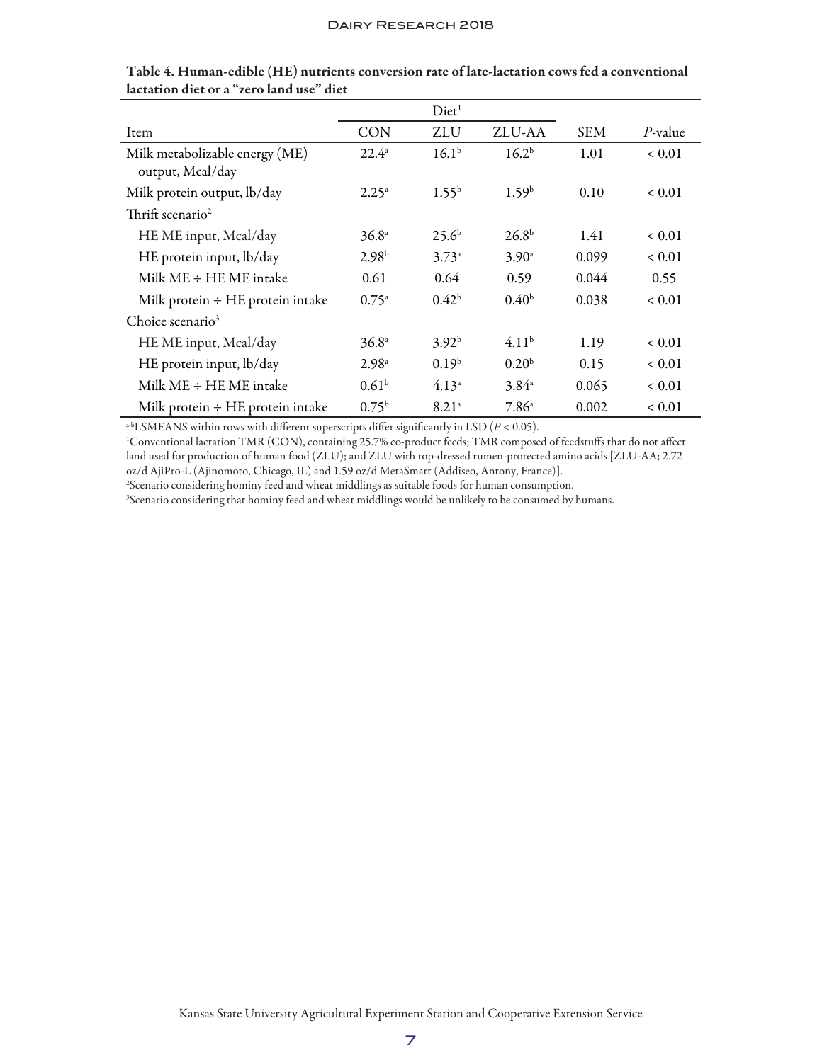**Table 4. Human-edible (HE) nutrients conversion rate of late-lactation cows fed a conventional lactation diet or a "zero land use" diet**

| | Diet[1] | | | | |
|---|---|---|---|---|---|
| Item | CON | ZLU | ZLU-AA | SEM | *P*-value |
| Milk metabolizable energy (ME) output, Mcal/day | 22.4[a] | 16.1[b] | 16.2[b] | 1.01 | < 0.01 |
| Milk protein output, lb/day | 2.25[a] | 1.55[b] | 1.59[b] | 0.10 | < 0.01 |
| Thrift scenario[2] | | | | | |
| HE ME input, Mcal/day | 36.8[a] | 25.6[b] | 26.8[b] | 1.41 | < 0.01 |
| HE protein input, lb/day | 2.98[b] | 3.73[a] | 3.90[a] | 0.099 | < 0.01 |
| Milk ME ÷ HE ME intake | 0.61 | 0.64 | 0.59 | 0.044 | 0.55 |
| Milk protein ÷ HE protein intake | 0.75[a] | 0.42[b] | 0.40[b] | 0.038 | < 0.01 |
| Choice scenario[3] | | | | | |
| HE ME input, Mcal/day | 36.8[a] | 3.92[b] | 4.11[b] | 1.19 | < 0.01 |
| HE protein input, lb/day | 2.98[a] | 0.19[b] | 0.20[b] | 0.15 | < 0.01 |
| Milk ME ÷ HE ME intake | 0.61[b] | 4.13[a] | 3.84[a] | 0.065 | < 0.01 |
| Milk protein ÷ HE protein intake | 0.75[b] | 8.21[a] | 7.86[a] | 0.002 | < 0.01 |

[a-b]LSMEANS within rows with different superscripts differ significantly in LSD ($P < 0.05$).

[1]Conventional lactation TMR (CON), containing 25.7% co-product feeds; TMR composed of feedstuffs that do not affect land used for production of human food (ZLU); and ZLU with top-dressed rumen-protected amino acids [ZLU-AA; 2.72 oz/d AjiPro-L (Ajinomoto, Chicago, IL) and 1.59 oz/d MetaSmart (Addiseo, Antony, France)].

[2]Scenario considering hominy feed and wheat middlings as suitable foods for human consumption.

[3]Scenario considering that hominy feed and wheat middlings would be unlikely to be consumed by humans.